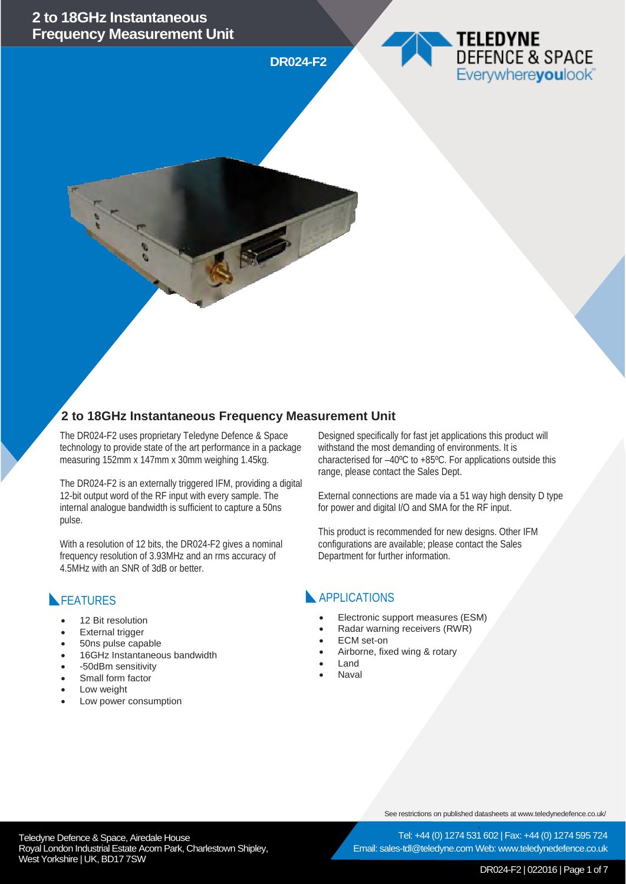# 2 to 18GHz Instantaneous Frequency Measurement Unit

**DR024-F2**

TELEDYNE DEFENCE & SPACE
Everywhereyoulook™

## 2 to 18GHz Instantaneous Frequency Measurement Unit

The DR024-F2 uses proprietary Teledyne Defence & Space technology to provide state of the art performance in a package measuring 152mm x 147mm x 30mm weighing 1.45kg.

The DR024-F2 is an externally triggered IFM, providing a digital 12-bit output word of the RF input with every sample. The internal analogue bandwidth is sufficient to capture a 50ns pulse.

With a resolution of 12 bits, the DR024-F2 gives a nominal frequency resolution of 3.93MHz and an rms accuracy of 4.5MHz with an SNR of 3dB or better.

Designed specifically for fast jet applications this product will withstand the most demanding of environments. It is characterised for –40ºC to +85ºC. For applications outside this range, please contact the Sales Dept.

External connections are made via a 51 way high density D type for power and digital I/O and SMA for the RF input.

This product is recommended for new designs. Other IFM configurations are available; please contact the Sales Department for further information.

### FEATURES

- 12 Bit resolution
- External trigger
- 50ns pulse capable
- 16GHz Instantaneous bandwidth
- -50dBm sensitivity
- Small form factor
- Low weight
- Low power consumption

### APPLICATIONS

- Electronic support measures (ESM)
- Radar warning receivers (RWR)
- ECM set-on
- Airborne, fixed wing & rotary
- Land
- Naval

See restrictions on published datasheets at www.teledynedefence.co.uk/

Teledyne Defence & Space, Airedale House
Royal London Industrial Estate Acorn Park, Charlestown Shipley, West Yorkshire | UK, BD17 7SW

Tel: +44 (0) 1274 531 602 | Fax: +44 (0) 1274 595 724
Email: sales-tdl@teledyne.com Web: www.teledynedefence.co.uk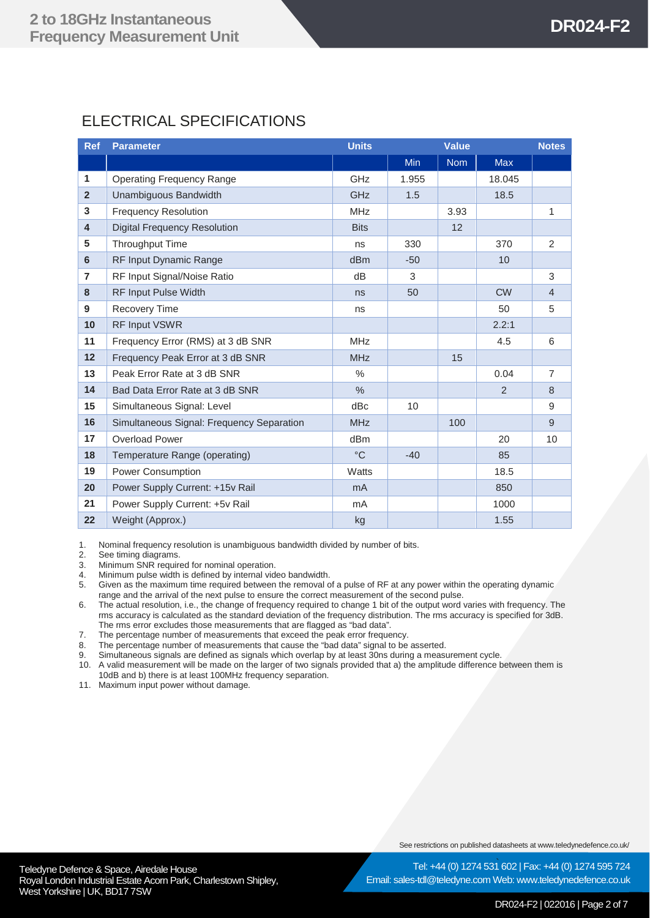## ELECTRICAL SPECIFICATIONS

| Ref | Parameter | Units | Value | | | Notes |
|---|---|---|---|---|---|---|
| | | | Min | Nom | Max | |
| 1 | Operating Frequency Range | GHz | 1.955 | | 18.045 | |
| 2 | Unambiguous Bandwidth | GHz | 1.5 | | 18.5 | |
| 3 | Frequency Resolution | MHz | | 3.93 | | 1 |
| 4 | Digital Frequency Resolution | Bits | | 12 | | |
| 5 | Throughput Time | ns | 330 | | 370 | 2 |
| 6 | RF Input Dynamic Range | dBm | -50 | | 10 | |
| 7 | RF Input Signal/Noise Ratio | dB | 3 | | | 3 |
| 8 | RF Input Pulse Width | ns | 50 | | CW | 4 |
| 9 | Recovery Time | ns | | | 50 | 5 |
| 10 | RF Input VSWR | | | | 2.2:1 | |
| 11 | Frequency Error (RMS) at 3 dB SNR | MHz | | | 4.5 | 6 |
| 12 | Frequency Peak Error at 3 dB SNR | MHz | | 15 | | |
| 13 | Peak Error Rate at 3 dB SNR | % | | | 0.04 | 7 |
| 14 | Bad Data Error Rate at 3 dB SNR | % | | | 2 | 8 |
| 15 | Simultaneous Signal: Level | dBc | 10 | | | 9 |
| 16 | Simultaneous Signal: Frequency Separation | MHz | | 100 | | 9 |
| 17 | Overload Power | dBm | | | 20 | 10 |
| 18 | Temperature Range (operating) | °C | -40 | | 85 | |
| 19 | Power Consumption | Watts | | | 18.5 | |
| 20 | Power Supply Current: +15v Rail | mA | | | 850 | |
| 21 | Power Supply Current: +5v Rail | mA | | | 1000 | |
| 22 | Weight (Approx.) | kg | | | 1.55 | |

1. Nominal frequency resolution is unambiguous bandwidth divided by number of bits.
2. See timing diagrams.
3. Minimum SNR required for nominal operation.
4. Minimum pulse width is defined by internal video bandwidth.
5. Given as the maximum time required between the removal of a pulse of RF at any power within the operating dynamic range and the arrival of the next pulse to ensure the correct measurement of the second pulse.
6. The actual resolution, i.e., the change of frequency required to change 1 bit of the output word varies with frequency. The rms accuracy is calculated as the standard deviation of the frequency distribution. The rms accuracy is specified for 3dB. The rms error excludes those measurements that are flagged as "bad data".
7. The percentage number of measurements that exceed the peak error frequency.
8. The percentage number of measurements that cause the "bad data" signal to be asserted.
9. Simultaneous signals are defined as signals which overlap by at least 30ns during a measurement cycle.
10. A valid measurement will be made on the larger of two signals provided that a) the amplitude difference between them is 10dB and b) there is at least 100MHz frequency separation.
11. Maximum input power without damage.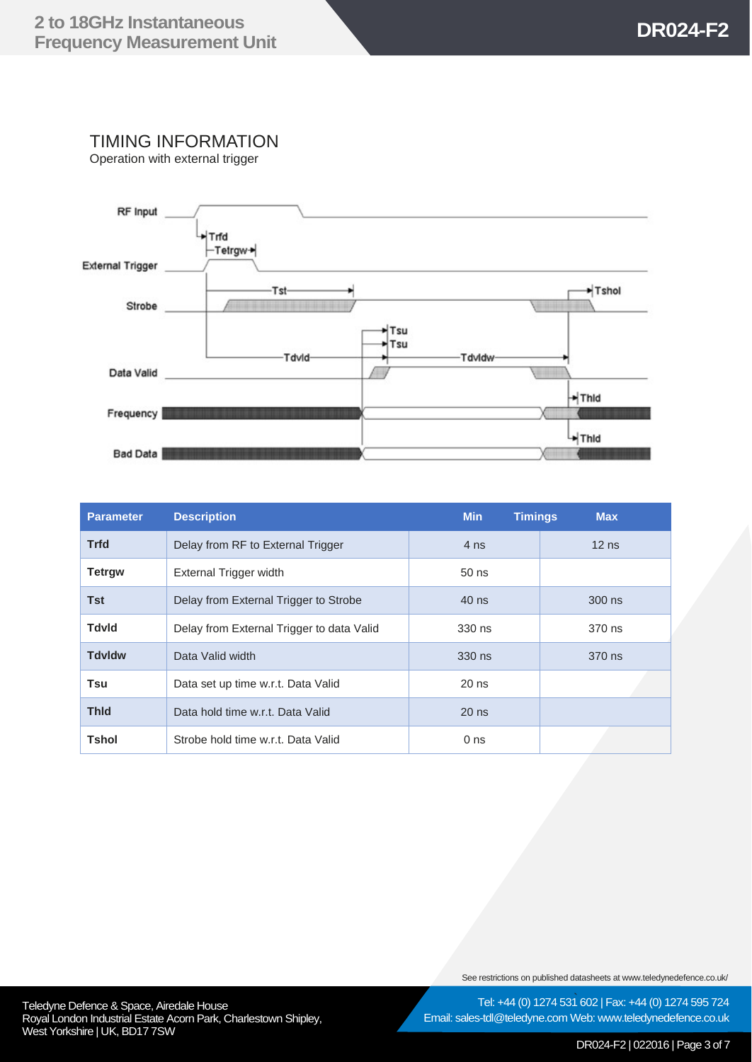## TIMING INFORMATION

Operation with external trigger

| Parameter | Description | Min | Timings Max |
|---|---|---|---|
| Trfd | Delay from RF to External Trigger | 4 ns | 12 ns |
| Tetrgw | External Trigger width | 50 ns | |
| Tst | Delay from External Trigger to Strobe | 40 ns | 300 ns |
| Tdvld | Delay from External Trigger to data Valid | 330 ns | 370 ns |
| Tdvldw | Data Valid width | 330 ns | 370 ns |
| Tsu | Data set up time w.r.t. Data Valid | 20 ns | |
| Thld | Data hold time w.r.t. Data Valid | 20 ns | |
| Tshol | Strobe hold time w.r.t. Data Valid | 0 ns | |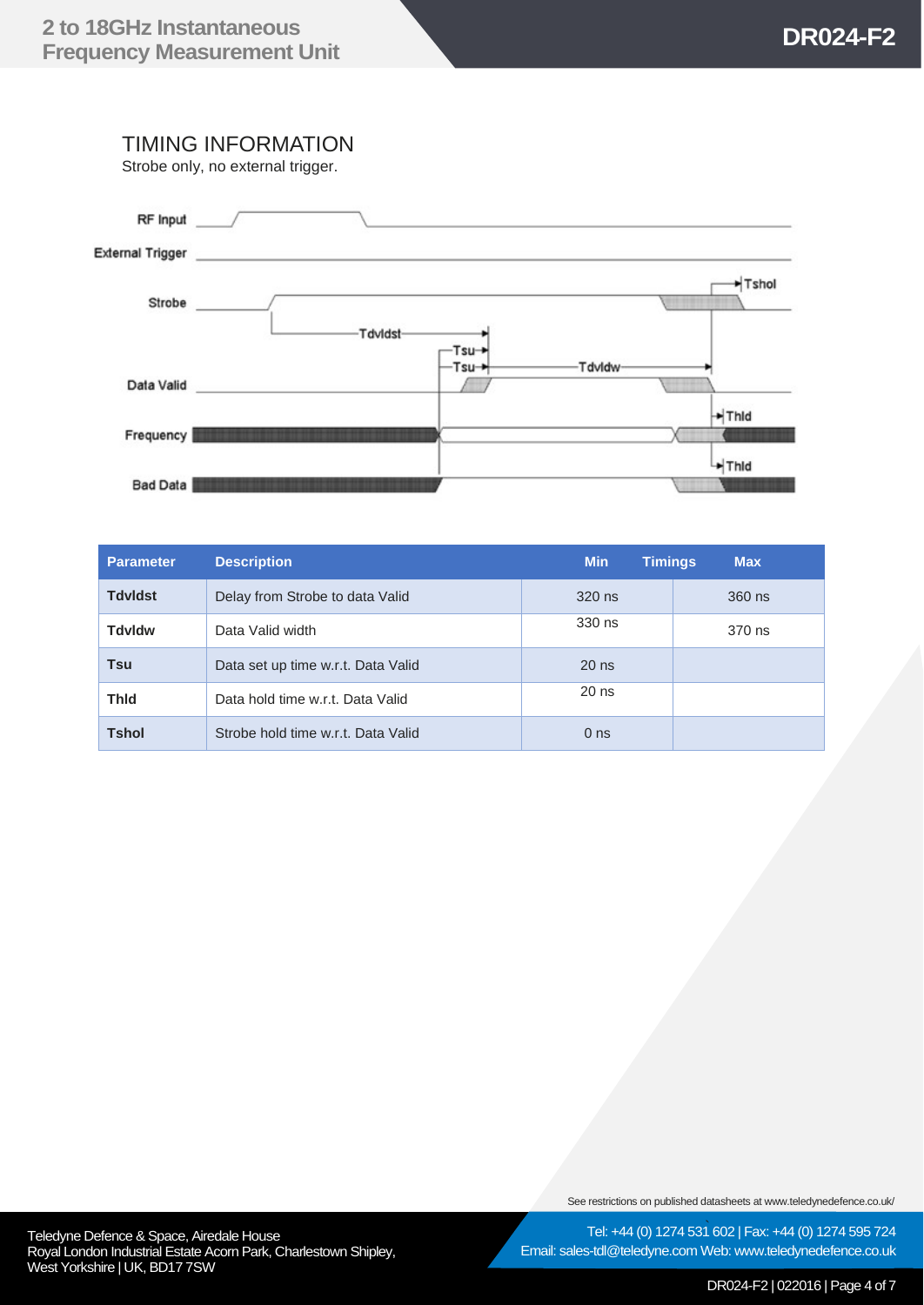## TIMING INFORMATION

Strobe only, no external trigger.

| Parameter | Description | Min | Max |
|---|---|---|---|
| **Tdvldst** | Delay from Strobe to data Valid | 320 ns | 360 ns |
| **Tdvldw** | Data Valid width | 330 ns | 370 ns |
| **Tsu** | Data set up time w.r.t. Data Valid | 20 ns | |
| **Thld** | Data hold time w.r.t. Data Valid | 20 ns | |
| **Tshol** | Strobe hold time w.r.t. Data Valid | 0 ns | |

See restrictions on published datasheets at www.teledynedefence.co.uk/

Teledyne Defence & Space, Airedale House
Royal London Industrial Estate Acorn Park, Charlestown Shipley,
West Yorkshire | UK, BD17 7SW

Tel: +44 (0) 1274 531 602 | Fax: +44 (0) 1274 595 724
Email: sales-tdl@teledyne.com Web: www.teledynedefence.co.uk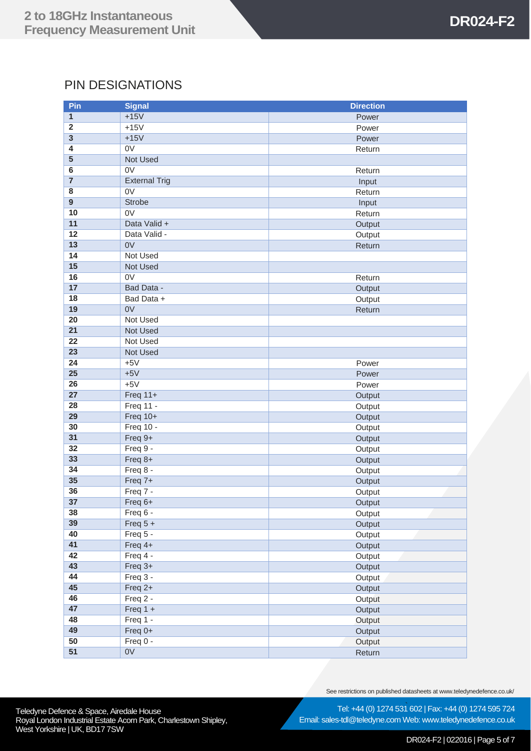## PIN DESIGNATIONS

| Pin | Signal | Direction |
|---|---|---|
| 1 | +15V | Power |
| 2 | +15V | Power |
| 3 | +15V | Power |
| 4 | 0V | Return |
| 5 | Not Used | |
| 6 | 0V | Return |
| 7 | External Trig | Input |
| 8 | 0V | Return |
| 9 | Strobe | Input |
| 10 | 0V | Return |
| 11 | Data Valid + | Output |
| 12 | Data Valid - | Output |
| 13 | 0V | Return |
| 14 | Not Used | |
| 15 | Not Used | |
| 16 | 0V | Return |
| 17 | Bad Data - | Output |
| 18 | Bad Data + | Output |
| 19 | 0V | Return |
| 20 | Not Used | |
| 21 | Not Used | |
| 22 | Not Used | |
| 23 | Not Used | |
| 24 | +5V | Power |
| 25 | +5V | Power |
| 26 | +5V | Power |
| 27 | Freq 11+ | Output |
| 28 | Freq 11 - | Output |
| 29 | Freq 10+ | Output |
| 30 | Freq 10 - | Output |
| 31 | Freq 9+ | Output |
| 32 | Freq 9 - | Output |
| 33 | Freq 8+ | Output |
| 34 | Freq 8 - | Output |
| 35 | Freq 7+ | Output |
| 36 | Freq 7 - | Output |
| 37 | Freq 6+ | Output |
| 38 | Freq 6 - | Output |
| 39 | Freq 5 + | Output |
| 40 | Freq 5 - | Output |
| 41 | Freq 4+ | Output |
| 42 | Freq 4 - | Output |
| 43 | Freq 3+ | Output |
| 44 | Freq 3 - | Output |
| 45 | Freq 2+ | Output |
| 46 | Freq 2 - | Output |
| 47 | Freq 1 + | Output |
| 48 | Freq 1 - | Output |
| 49 | Freq 0+ | Output |
| 50 | Freq 0 - | Output |
| 51 | 0V | Return |

See restrictions on published datasheets at www.teledynedefence.co.uk/

Teledyne Defence & Space, Airedale House
Royal London Industrial Estate Acorn Park, Charlestown Shipley, West Yorkshire | UK, BD17 7SW

Tel: +44 (0) 1274 531 602 | Fax: +44 (0) 1274 595 724
Email: sales-tdl@teledyne.com Web: www.teledynedefence.co.uk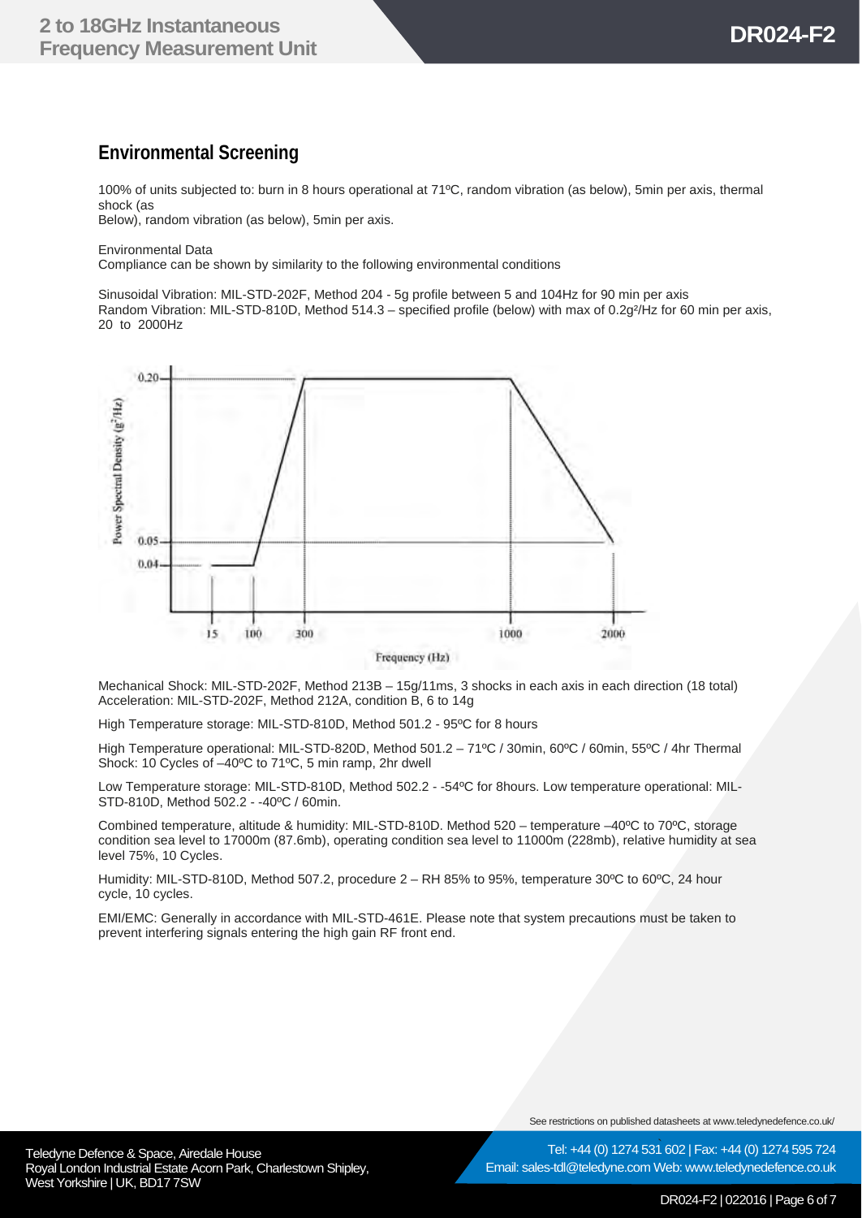## Environmental Screening

100% of units subjected to: burn in 8 hours operational at 71ºC, random vibration (as below), 5min per axis, thermal shock (as
Below), random vibration (as below), 5min per axis.

Environmental Data
Compliance can be shown by similarity to the following environmental conditions

Sinusoidal Vibration: MIL-STD-202F, Method 204 - 5g profile between 5 and 104Hz for 90 min per axis
Random Vibration: MIL-STD-810D, Method 514.3 – specified profile (below) with max of 0.2g²/Hz for 60 min per axis, 20 to 2000Hz

Mechanical Shock: MIL-STD-202F, Method 213B – 15g/11ms, 3 shocks in each axis in each direction (18 total)
Acceleration: MIL-STD-202F, Method 212A, condition B, 6 to 14g

High Temperature storage: MIL-STD-810D, Method 501.2 - 95ºC for 8 hours

High Temperature operational: MIL-STD-820D, Method 501.2 – 71ºC / 30min, 60ºC / 60min, 55ºC / 4hr Thermal Shock: 10 Cycles of –40ºC to 71ºC, 5 min ramp, 2hr dwell

Low Temperature storage: MIL-STD-810D, Method 502.2 - -54ºC for 8hours. Low temperature operational: MIL-STD-810D, Method 502.2 - -40ºC / 60min.

Combined temperature, altitude & humidity: MIL-STD-810D. Method 520 – temperature –40ºC to 70ºC, storage condition sea level to 17000m (87.6mb), operating condition sea level to 11000m (228mb), relative humidity at sea level 75%, 10 Cycles.

Humidity: MIL-STD-810D, Method 507.2, procedure 2 – RH 85% to 95%, temperature 30ºC to 60ºC, 24 hour cycle, 10 cycles.

EMI/EMC: Generally in accordance with MIL-STD-461E. Please note that system precautions must be taken to prevent interfering signals entering the high gain RF front end.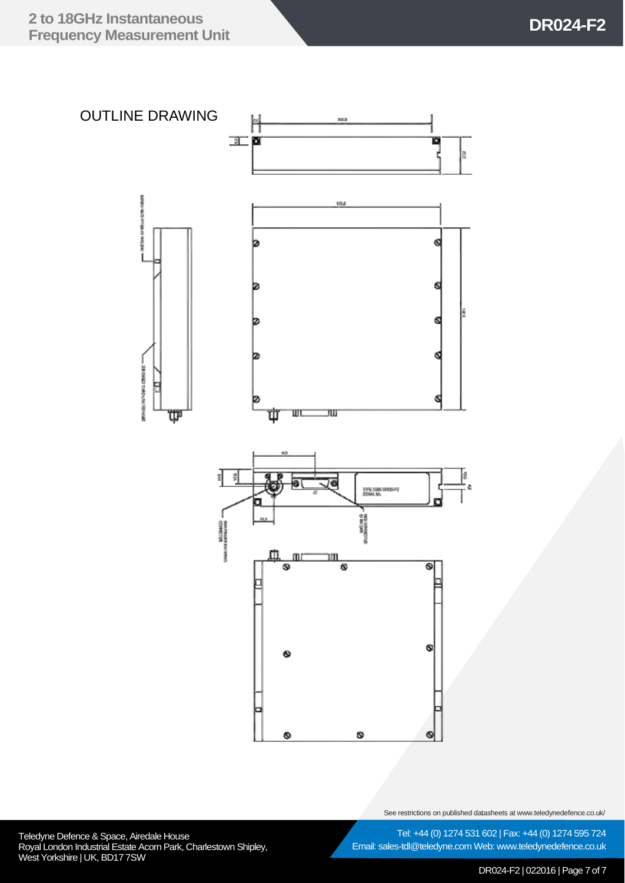## OUTLINE DRAWING

See restrictions on published datasheets at www.teledynedefence.co.uk/

Teledyne Defence & Space, Airedale House
Royal London Industrial Estate Acorn Park, Charlestown Shipley,
West Yorkshire | UK, BD17 7SW

Tel: +44 (0) 1274 531 602 | Fax: +44 (0) 1274 595 724
Email: sales-tdl@teledyne.com Web: www.teledynedefence.co.uk